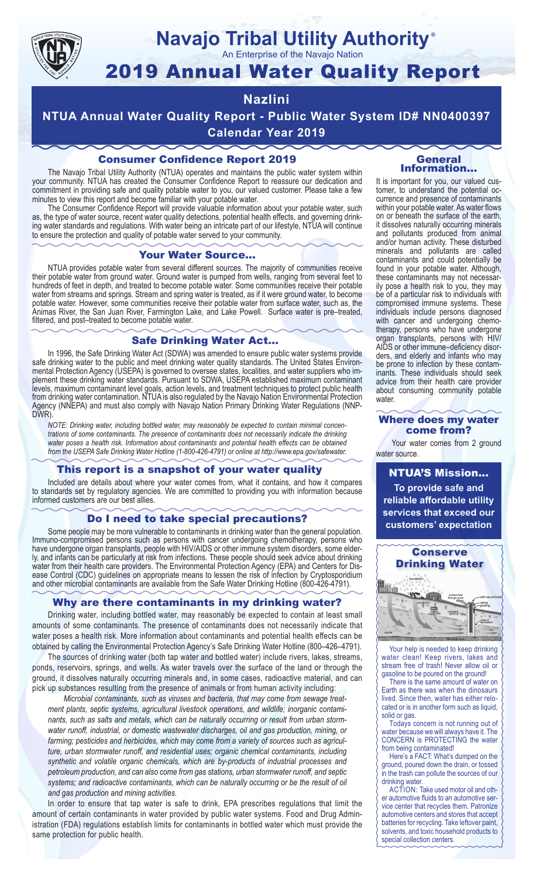# Navajo Tribal Utility Authority®

An Enterprise of the Navajo Nation

# 2019 Annual Water Quality Report

## Nazlini

## NTUA Annual Water Quality Report - Public Water System ID# NN0400397

## Calendar Year 2019

### Consumer Confidence Report 2019

The Navajo Tribal Utility Authority (NTUA) operates and maintains the public water system within your community. NTUA has created the Consumer Confidence Report to reassure our dedication and commitment in providing safe and quality potable water to you, our valued customer. Please take a few minutes to view this report and become familiar with your potable water.

The Consumer Confidence Report will provide valuable information about your potable water, such as, the type of water source, recent water quality detections, potential health effects, and governing drinking water standards and regulations. With water being an intricate part of our lifestyle, NTUA will continue to ensure the protection and quality of potable water served to your community.

### Your Water Source…

NTUA provides potable water from several different sources. The majority of communities receive their potable water from ground water. Ground water is pumped from wells, ranging from several feet to hundreds of feet in depth, and treated to become potable water. Some communities receive their potable water from streams and springs. Stream and spring water is treated, as if it were ground water, to become potable water. However, some communities receive their potable water from surface water, such as, the Animas River, the San Juan River, Farmington Lake, and Lake Powell. Surface water is pre–treated, filtered, and post–treated to become potable water.

### Safe Drinking Water Act…

In 1996, the Safe Drinking Water Act (SDWA) was amended to ensure public water systems provide safe drinking water to the public and meet drinking water quality standards. The United States Environmental Protection Agency (USEPA) is governed to oversee states, localities, and water suppliers who implement these drinking water standards. Pursuant to SDWA, USEPA established maximum contaminant levels, maximum contaminant level goals, action levels, and treatment techniques to protect public health from drinking water contamination. NTUA is also regulated by the Navajo Nation Environmental Protection Agency (NNEPA) and must also comply with Navajo Nation Primary Drinking Water Regulations (NNPDWR).

*NOTE: Drinking water, including bottled water, may reasonably be expected to contain minimal concentrations of some contaminants. The presence of contaminants does not necessarily indicate the drinking water poses a health risk. Information about contaminants and potential health effects can be obtained from the USEPA Safe Drinking Water Hotline (1-800-426-4791) or online at http://www.epa.gov/safewater.*

### This report is a snapshot of your water quality

Included are details about where your water comes from, what it contains, and how it compares to standards set by regulatory agencies. We are committed to providing you with information because informed customers are our best allies.

### Do I need to take special precautions?

Some people may be more vulnerable to contaminants in drinking water than the general population. Immuno-compromised persons such as persons with cancer undergoing chemotherapy, persons who have undergone organ transplants, people with HIV/AIDS or other immune system disorders, some elderly, and infants can be particularly at risk from infections. These people should seek advice about drinking water from their health care providers. The Environmental Protection Agency (EPA) and Centers for Disease Control (CDC) guidelines on appropriate means to lessen the risk of infection by Cryptosporidium and other microbial contaminants are available from the Safe Water Drinking Hotline (800-426-4791).

### Why are there contaminants in my drinking water?

Drinking water, including bottled water, may reasonably be expected to contain at least small amounts of some contaminants. The presence of contaminants does not necessarily indicate that water poses a health risk. More information about contaminants and potential health effects can be obtained by calling the Environmental Protection Agency's Safe Drinking Water Hotline (800–426–4791).

The sources of drinking water (both tap water and bottled water) include rivers, lakes, streams, ponds, reservoirs, springs, and wells. As water travels over the surface of the land or through the ground, it dissolves naturally occurring minerals and, in some cases, radioactive material, and can pick up substances resulting from the presence of animals or from human activity including:

*Microbial contaminants, such as viruses and bacteria, that may come from sewage treatment plants, septic systems, agricultural livestock operations, and wildlife; inorganic contaminants, such as salts and metals, which can be naturally occurring or result from urban stormwater runoff, industrial, or domestic wastewater discharges, oil and gas production, mining, or farming; pesticides and herbicides, which may come from a variety of sources such as agriculture, urban stormwater runoff, and residential uses; organic chemical contaminants, including synthetic and volatile organic chemicals, which are by-products of industrial processes and petroleum production, and can also come from gas stations, urban stormwater runoff, and septic systems; and radioactive contaminants, which can be naturally occurring or be the result of oil and gas production and mining activities.*

In order to ensure that tap water is safe to drink, EPA prescribes regulations that limit the amount of certain contaminants in water provided by public water systems. Food and Drug Administration (FDA) regulations establish limits for contaminants in bottled water which must provide the same protection for public health.

### General Information…

It is important for you, our valued customer, to understand the potential occurrence and presence of contaminants within your potable water. As water flows on or beneath the surface of the earth, it dissolves naturally occurring minerals and pollutants produced from animal and/or human activity. These disturbed minerals and pollutants are called contaminants and could potentially be found in your potable water. Although, these contaminants may not necessarily pose a health risk to you, they may be of a particular risk to individuals with compromised immune systems. These individuals include persons diagnosed with cancer and undergoing chemotherapy, persons who have undergone organ transplants, persons with HIV/AIDS or other immune–deficiency disorders, and elderly and infants who may be prone to infection by these contaminants. These individuals should seek advice from their health care provider about consuming community potable water.

### Where does my water come from?

Your water comes from 2 ground water source.

### NTUA'S Mission…

**To provide safe and reliable affordable utility services that exceed our customers' expectation**

### Conserve Drinking Water

Your help is needed to keep drinking water clean! Keep rivers, lakes and stream free of trash! Never allow oil or gasoline to be poured on the ground!

There is the same amount of water on Earth as there was when the dinosaurs lived. Since then, water has either relocated or is in another form such as liquid, solid or gas.

Todays concern is not running out of water because we will always have it. The CONCERN is PROTECTING the water from being contaminated!

Here's a FACT: What's dumped on the ground, poured down the drain, or tossed in the trash can pollute the sources of our drinking water.

ACTION: Take used motor oil and other automotive fluids to an automotive service center that recycles them. Patronize automotive centers and stores that accept batteries for recycling. Take leftover paint, solvents, and toxic household products to special collection centers.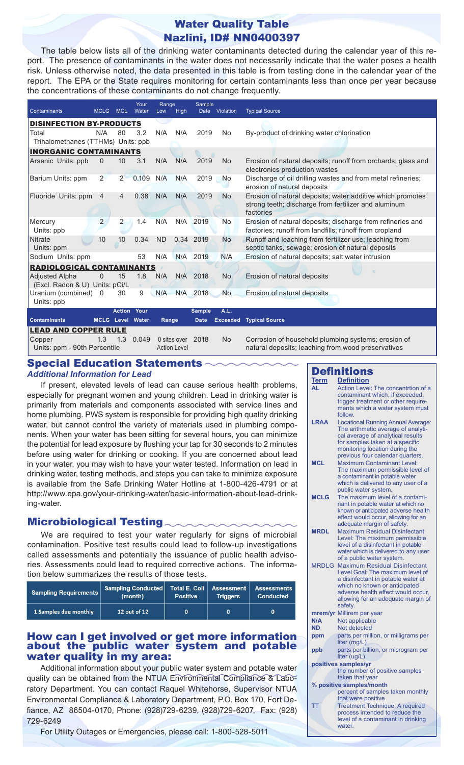# Water Quality Table
## Nazlini, ID# NN0400397

The table below lists all of the drinking water contaminants detected during the calendar year of this report. The presence of contaminants in the water does not necessarily indicate that the water poses a health risk. Unless otherwise noted, the data presented in this table is from testing done in the calendar year of the report. The EPA or the State requires monitoring for certain contaminants less than once per year because the concentrations of these contaminants do not change frequently.

| Contaminants | MCLG | MCL | Your Water | Range Low | Range High | Sample Date | Violation | Typical Source |
|---|---|---|---|---|---|---|---|---|
| **DISINFECTION BY-PRODUCTS** | | | | | | | | |
| Total Trihalomethanes (TTHMs) Units: ppb | N/A | 80 | 3.2 | N/A | N/A | 2019 | No | By-product of drinking water chlorination |
| **INORGANIC CONTAMINANTS** | | | | | | | | |
| Arsenic Units: ppb | 0 | 10 | 3.1 | N/A | N/A | 2019 | No | Erosion of natural deposits; runoff from orchards; glass and electronics production wastes |
| Barium Units: ppm | 2 | 2 | 0.109 | N/A | N/A | 2019 | No | Discharge of oil drilling wastes and from metal refineries; erosion of natural deposits |
| Fluoride Units: ppm | 4 | 4 | 0.38 | N/A | N/A | 2019 | No | Erosion of natural deposits; water additive which promotes strong teeth; discharge from fertilizer and aluminum factories |
| Mercury Units: ppb | 2 | 2 | 1.4 | N/A | N/A | 2019 | No | Erosion of natural deposits; discharge from refineries and factories; runoff from landfills; runoff from cropland |
| Nitrate Units: ppm | 10 | 10 | 0.34 | ND | 0.34 | 2019 | No | Runoff and leaching from fertilizer use; leaching from septic tanks, sewage; erosion of natural deposits |
| Sodium Units: ppm | | | 53 | N/A | N/A | 2019 | N/A | Erosion of natural deposits; salt water intrusion |
| **RADIOLOGICAL CONTAMINANTS** | | | | | | | | |
| Adjusted Alpha (Excl. Radon & U) Units: pCi/L | 0 | 15 | 1.8 | N/A | N/A | 2018 | No | Erosion of natural deposits |
| Uranium (combined) Units: ppb | 0 | 30 | 9 | N/A | N/A | 2018 | No | Erosion of natural deposits |

| Contaminants | MCLG | Action Level | Your Water | Range | Sample Date | A.L. Exceeded | Typical Source |
|---|---|---|---|---|---|---|---|
| **LEAD AND COPPER RULE** | | | | | | | |
| Copper Units: ppm - 90th Percentile | 1.3 | 1.3 | 0.049 | 0 sites over Action Level | 2018 | No | Corrosion of household plumbing systems; erosion of natural deposits; leaching from wood preservatives |

## Special Education Statements

***Additional Information for Lead***

If present, elevated levels of lead can cause serious health problems, especially for pregnant women and young children. Lead in drinking water is primarily from materials and components associated with service lines and home plumbing. PWS system is responsible for providing high quality drinking water, but cannot control the variety of materials used in plumbing components. When your water has been sitting for several hours, you can minimize the potential for lead exposure by flushing your tap for 30 seconds to 2 minutes before using water for drinking or cooking. If you are concerned about lead in your water, you may wish to have your water tested. Information on lead in drinking water, testing methods, and steps you can take to minimize exposure is available from the Safe Drinking Water Hotline at 1-800-426-4791 or at http://www.epa.gov/your-drinking-water/basic-information-about-lead-drinking-water.

## Microbiological Testing

We are required to test your water regularly for signs of microbial contamination. Positive test results could lead to follow-up investigations called assessments and potentially the issuance of public health advisories. Assessments could lead to required corrective actions. The information below summarizes the results of those tests.

| Sampling Requirements | Sampling Conducted (month) | Total E. Coli Positive | Assessment Triggers | Assessments Conducted |
|---|---|---|---|---|
| 1 Samples due monthly | 12 out of 12 | 0 | 0 | 0 |

## How can I get involved or get more information about the public water system and potable water quality in my area:

Additional information about your public water system and potable water quality can be obtained from the NTUA Environmental Compliance & Laboratory Department. You can contact Raquel Whitehorse, Supervisor NTUA Environmental Compliance & Laboratory Department, P.O. Box 170, Fort Defiance, AZ 86504-0170, Phone: (928)729-6239, (928)729-6207, Fax: (928) 729-6249

For Utility Outages or Emergencies, please call: 1-800-528-5011

## Definitions

| Term | Definition |
|---|---|
| **AL** | Action Level: The concentrtion of a contaminant which, if exceeded, trigger treatment or other requirements which a water system must follow. |
| **LRAA** | Locational Running Annual Average: The arithmetic average of analytical results for samples taken at a specific monitoring location during the previous four calendar quarters. |
| **MCL** | Maximum Contaminant Level: The maximum permissible level of a contaminant in potable water which is delivered to any user of a public water system. |
| **MCLG** | The maximum level of a contaminant in potable water at which no known or anticipated adverse health effect would occur, allowing for an adequate margin of safety. |
| **MRDL** | Maximum Residual Disinfectant Level: The maximum permissible level of a disinfectant in potable water which is delivered to any user of a public water system. |
| **MRDLG** | Maximum Residual Disinfectant Level Goal: The maximum level of a disinfectant in potable water at which no known or anticipated adverse health effect would occur, allowing for an adequate margin of safety. |
| **mrem/yr** | Millirem per year |
| **N/A** | Not applicable |
| **ND** | Not detected |
| **ppm** | parts per million, or milligrams per liter (mg/L) |
| **ppb** | parts per billion, or microgram per liter (ug/L) |
| **positives samples/yr** | the number of positive samples taken that year |
| **% positive samples/month** | percent of samples taken monthly that were positive |
| **TT** | Treatment Technique: A required process intended to reduce the level of a contaminant in drinking water. |